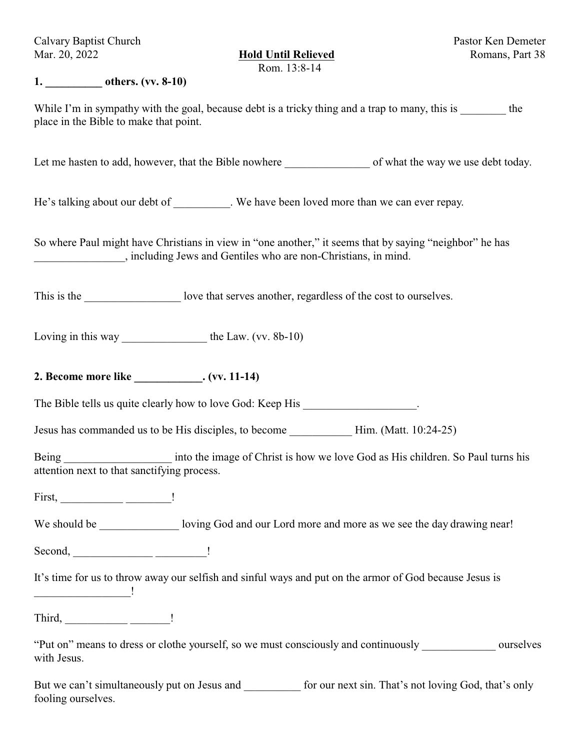Calvary Baptist Church
Mar. 20, 2022

Pastor Ken Demeter
Romans, Part 38

# Hold Until Relieved

Rom. 13:8-14

**1. __________ others. (vv. 8-10)**

While I'm in sympathy with the goal, because debt is a tricky thing and a trap to many, this is ________ the place in the Bible to make that point.

Let me hasten to add, however, that the Bible nowhere _______________ of what the way we use debt today.

He's talking about our debt of __________. We have been loved more than we can ever repay.

So where Paul might have Christians in view in "one another," it seems that by saying "neighbor" he has ________________, including Jews and Gentiles who are non-Christians, in mind.

This is the _________________ love that serves another, regardless of the cost to ourselves.

Loving in this way _______________ the Law. (vv. 8b-10)

**2. Become more like ____________. (vv. 11-14)**

The Bible tells us quite clearly how to love God: Keep His ____________________.

Jesus has commanded us to be His disciples, to become ___________ Him. (Matt. 10:24-25)

Being ___________________ into the image of Christ is how we love God as His children. So Paul turns his attention next to that sanctifying process.

First, ___________ ________!

We should be ______________ loving God and our Lord more and more as we see the day drawing near!

Second, ______________ _________!

It's time for us to throw away our selfish and sinful ways and put on the armor of God because Jesus is _________________!

Third, ___________ _______!

"Put on" means to dress or clothe yourself, so we must consciously and continuously _____________ ourselves with Jesus.

But we can't simultaneously put on Jesus and __________ for our next sin. That's not loving God, that's only fooling ourselves.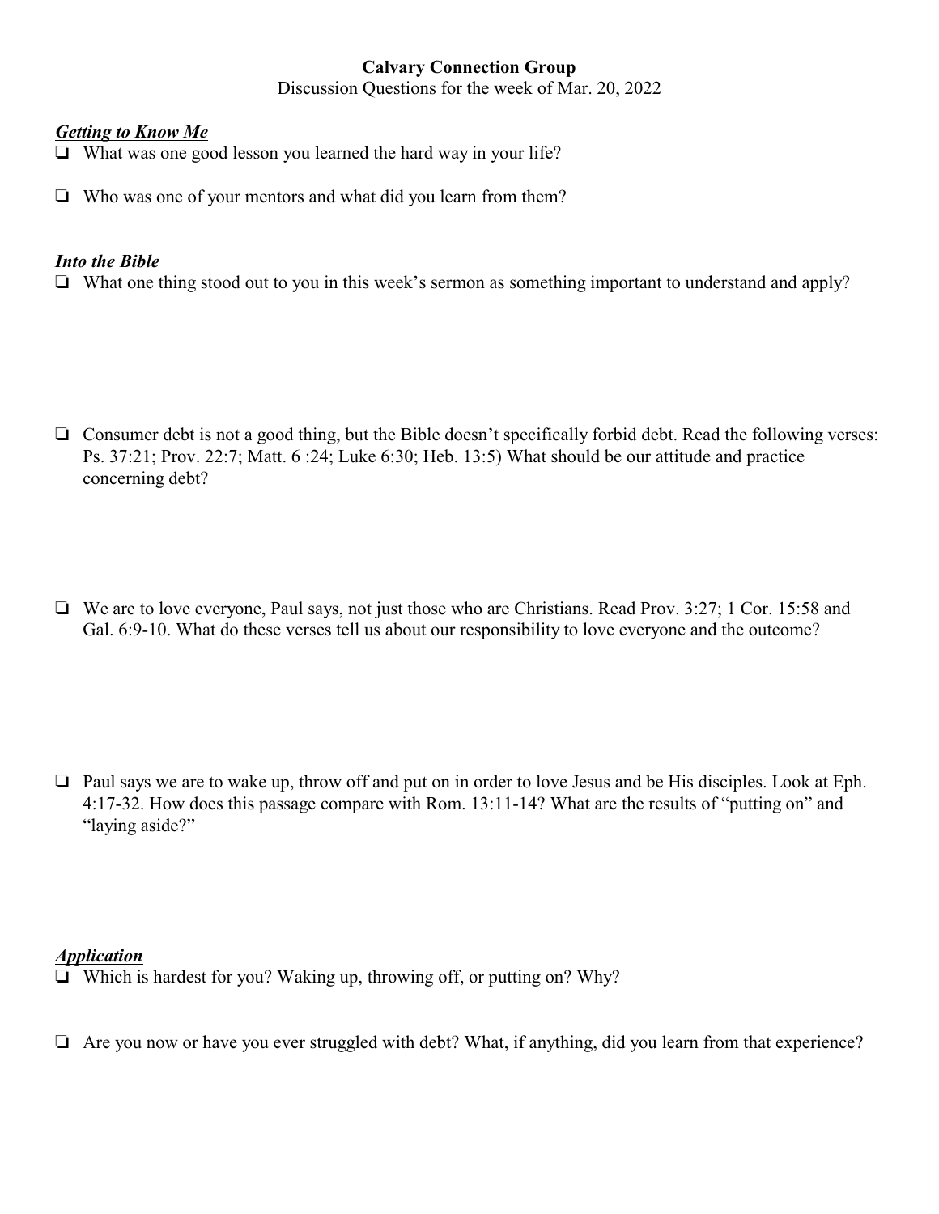**Calvary Connection Group**

Discussion Questions for the week of Mar. 20, 2022

***Getting to Know Me***

- ❏ What was one good lesson you learned the hard way in your life?
- ❏ Who was one of your mentors and what did you learn from them?

***Into the Bible***

- ❏ What one thing stood out to you in this week's sermon as something important to understand and apply?
- ❏ Consumer debt is not a good thing, but the Bible doesn't specifically forbid debt. Read the following verses: Ps. 37:21; Prov. 22:7; Matt. 6 :24; Luke 6:30; Heb. 13:5) What should be our attitude and practice concerning debt?
- ❏ We are to love everyone, Paul says, not just those who are Christians. Read Prov. 3:27; 1 Cor. 15:58 and Gal. 6:9-10. What do these verses tell us about our responsibility to love everyone and the outcome?
- ❏ Paul says we are to wake up, throw off and put on in order to love Jesus and be His disciples. Look at Eph. 4:17-32. How does this passage compare with Rom. 13:11-14? What are the results of "putting on" and "laying aside?"

***Application***

- ❏ Which is hardest for you? Waking up, throwing off, or putting on? Why?
- ❏ Are you now or have you ever struggled with debt? What, if anything, did you learn from that experience?